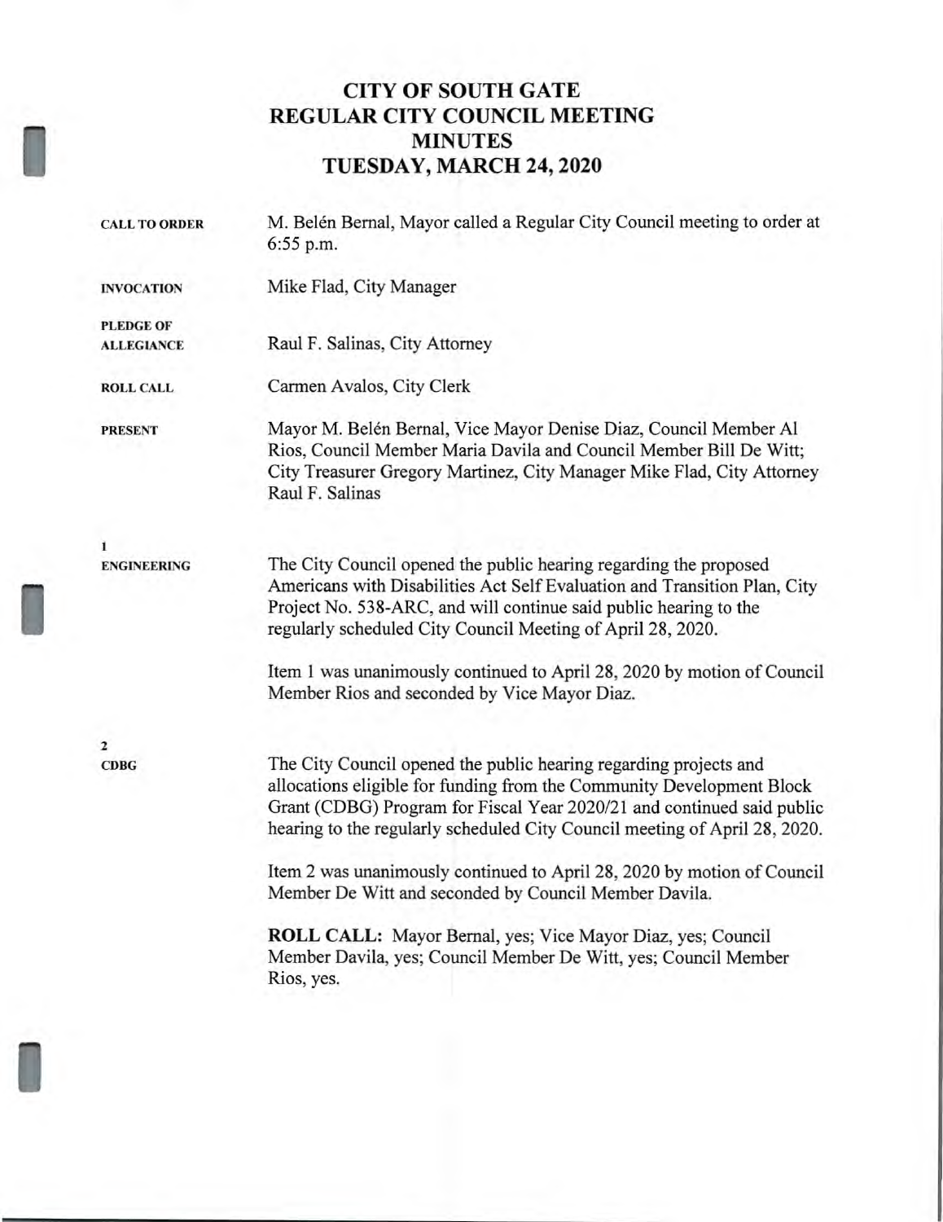# CITY OF SOUTH GATE
# REGULAR CITY COUNCIL MEETING
# MINUTES
# TUESDAY, MARCH 24, 2020

**CALL TO ORDER**

M. Belén Bernal, Mayor called a Regular City Council meeting to order at 6:55 p.m.

**INVOCATION**

Mike Flad, City Manager

**PLEDGE OF ALLEGIANCE**

Raul F. Salinas, City Attorney

**ROLL CALL**

Carmen Avalos, City Clerk

**PRESENT**

Mayor M. Belén Bernal, Vice Mayor Denise Diaz, Council Member Al Rios, Council Member Maria Davila and Council Member Bill De Witt; City Treasurer Gregory Martinez, City Manager Mike Flad, City Attorney Raul F. Salinas

**1**
**ENGINEERING**

The City Council opened the public hearing regarding the proposed Americans with Disabilities Act Self Evaluation and Transition Plan, City Project No. 538-ARC, and will continue said public hearing to the regularly scheduled City Council Meeting of April 28, 2020.

Item 1 was unanimously continued to April 28, 2020 by motion of Council Member Rios and seconded by Vice Mayor Diaz.

**2**
**CDBG**

The City Council opened the public hearing regarding projects and allocations eligible for funding from the Community Development Block Grant (CDBG) Program for Fiscal Year 2020/21 and continued said public hearing to the regularly scheduled City Council meeting of April 28, 2020.

Item 2 was unanimously continued to April 28, 2020 by motion of Council Member De Witt and seconded by Council Member Davila.

**ROLL CALL:** Mayor Bernal, yes; Vice Mayor Diaz, yes; Council Member Davila, yes; Council Member De Witt, yes; Council Member Rios, yes.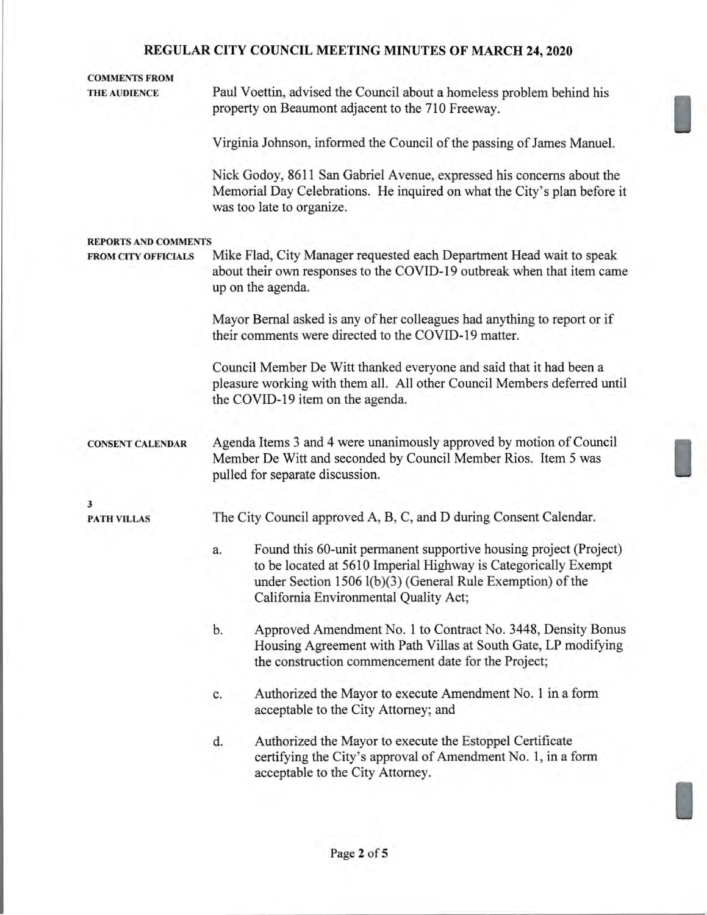# REGULAR CITY COUNCIL MEETING MINUTES OF MARCH 24, 2020

**COMMENTS FROM THE AUDIENCE**

Paul Voettin, advised the Council about a homeless problem behind his property on Beaumont adjacent to the 710 Freeway.

Virginia Johnson, informed the Council of the passing of James Manuel.

Nick Godoy, 8611 San Gabriel Avenue, expressed his concerns about the Memorial Day Celebrations. He inquired on what the City's plan before it was too late to organize.

**REPORTS AND COMMENTS FROM CITY OFFICIALS**

Mike Flad, City Manager requested each Department Head wait to speak about their own responses to the COVID-19 outbreak when that item came up on the agenda.

Mayor Bernal asked is any of her colleagues had anything to report or if their comments were directed to the COVID-19 matter.

Council Member De Witt thanked everyone and said that it had been a pleasure working with them all. All other Council Members deferred until the COVID-19 item on the agenda.

**CONSENT CALENDAR**

Agenda Items 3 and 4 were unanimously approved by motion of Council Member De Witt and seconded by Council Member Rios. Item 5 was pulled for separate discussion.

**3**
**PATH VILLAS**

The City Council approved A, B, C, and D during Consent Calendar.

a. Found this 60-unit permanent supportive housing project (Project) to be located at 5610 Imperial Highway is Categorically Exempt under Section 1506 l(b)(3) (General Rule Exemption) of the California Environmental Quality Act;

b. Approved Amendment No. 1 to Contract No. 3448, Density Bonus Housing Agreement with Path Villas at South Gate, LP modifying the construction commencement date for the Project;

c. Authorized the Mayor to execute Amendment No. 1 in a form acceptable to the City Attorney; and

d. Authorized the Mayor to execute the Estoppel Certificate certifying the City's approval of Amendment No. 1, in a form acceptable to the City Attorney.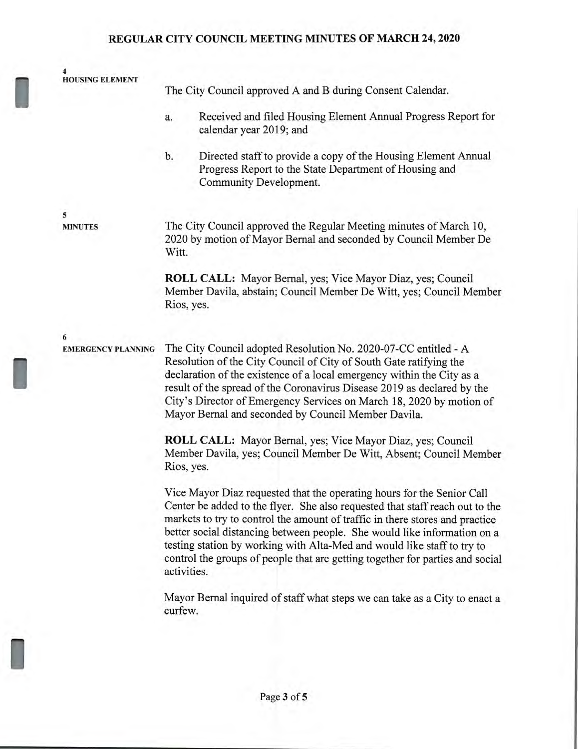**4**
**HOUSING ELEMENT**

The City Council approved A and B during Consent Calendar.

a. Received and filed Housing Element Annual Progress Report for calendar year 2019; and

b. Directed staff to provide a copy of the Housing Element Annual Progress Report to the State Department of Housing and Community Development.

**5**
**MINUTES**

The City Council approved the Regular Meeting minutes of March 10, 2020 by motion of Mayor Bernal and seconded by Council Member De Witt.

**ROLL CALL:** Mayor Bernal, yes; Vice Mayor Diaz, yes; Council Member Davila, abstain; Council Member De Witt, yes; Council Member Rios, yes.

**6**
**EMERGENCY PLANNING**

The City Council adopted Resolution No. 2020-07-CC entitled - A Resolution of the City Council of City of South Gate ratifying the declaration of the existence of a local emergency within the City as a result of the spread of the Coronavirus Disease 2019 as declared by the City's Director of Emergency Services on March 18, 2020 by motion of Mayor Bernal and seconded by Council Member Davila.

**ROLL CALL:** Mayor Bernal, yes; Vice Mayor Diaz, yes; Council Member Davila, yes; Council Member De Witt, Absent; Council Member Rios, yes.

Vice Mayor Diaz requested that the operating hours for the Senior Call Center be added to the flyer. She also requested that staff reach out to the markets to try to control the amount of traffic in there stores and practice better social distancing between people. She would like information on a testing station by working with Alta-Med and would like staff to try to control the groups of people that are getting together for parties and social activities.

Mayor Bernal inquired of staff what steps we can take as a City to enact a curfew.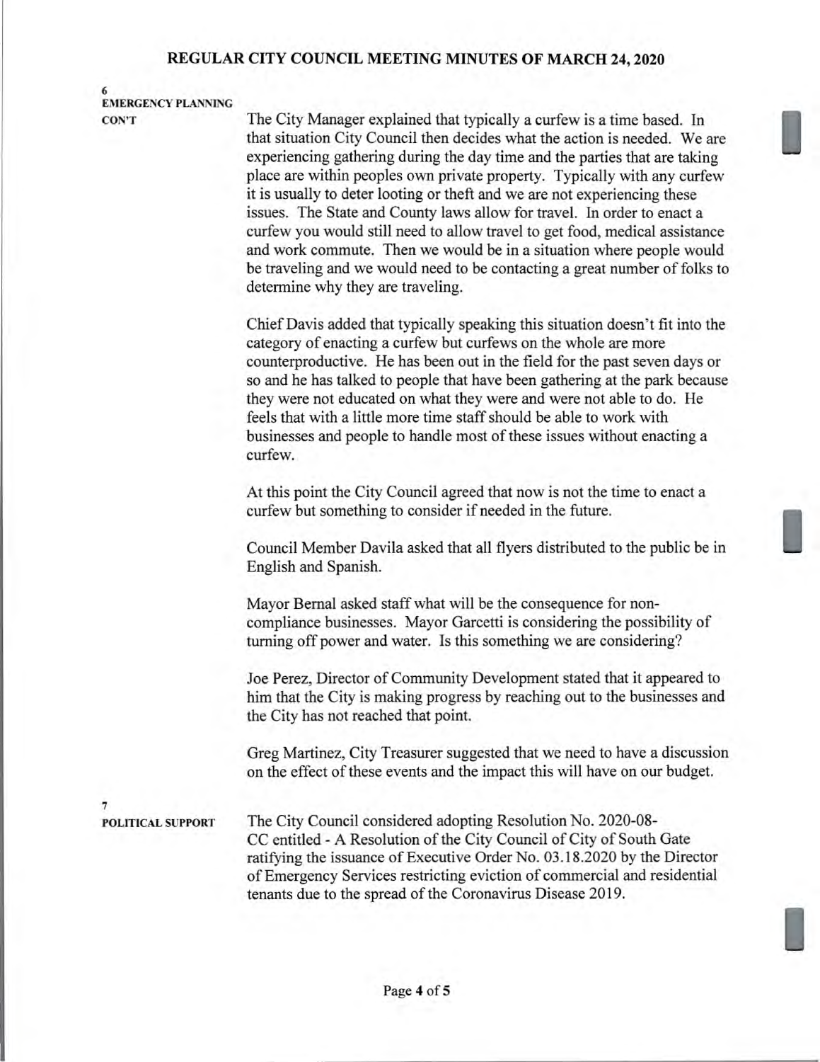**6**
**EMERGENCY PLANNING CON'T**

The City Manager explained that typically a curfew is a time based. In that situation City Council then decides what the action is needed. We are experiencing gathering during the day time and the parties that are taking place are within peoples own private property. Typically with any curfew it is usually to deter looting or theft and we are not experiencing these issues. The State and County laws allow for travel. In order to enact a curfew you would still need to allow travel to get food, medical assistance and work commute. Then we would be in a situation where people would be traveling and we would need to be contacting a great number of folks to determine why they are traveling.

Chief Davis added that typically speaking this situation doesn't fit into the category of enacting a curfew but curfews on the whole are more counterproductive. He has been out in the field for the past seven days or so and he has talked to people that have been gathering at the park because they were not educated on what they were and were not able to do. He feels that with a little more time staff should be able to work with businesses and people to handle most of these issues without enacting a curfew.

At this point the City Council agreed that now is not the time to enact a curfew but something to consider if needed in the future.

Council Member Davila asked that all flyers distributed to the public be in English and Spanish.

Mayor Bernal asked staff what will be the consequence for non-compliance businesses. Mayor Garcetti is considering the possibility of turning off power and water. Is this something we are considering?

Joe Perez, Director of Community Development stated that it appeared to him that the City is making progress by reaching out to the businesses and the City has not reached that point.

Greg Martinez, City Treasurer suggested that we need to have a discussion on the effect of these events and the impact this will have on our budget.

**7**
**POLITICAL SUPPORT**

The City Council considered adopting Resolution No. 2020-08-CC entitled - A Resolution of the City Council of City of South Gate ratifying the issuance of Executive Order No. 03.18.2020 by the Director of Emergency Services restricting eviction of commercial and residential tenants due to the spread of the Coronavirus Disease 2019.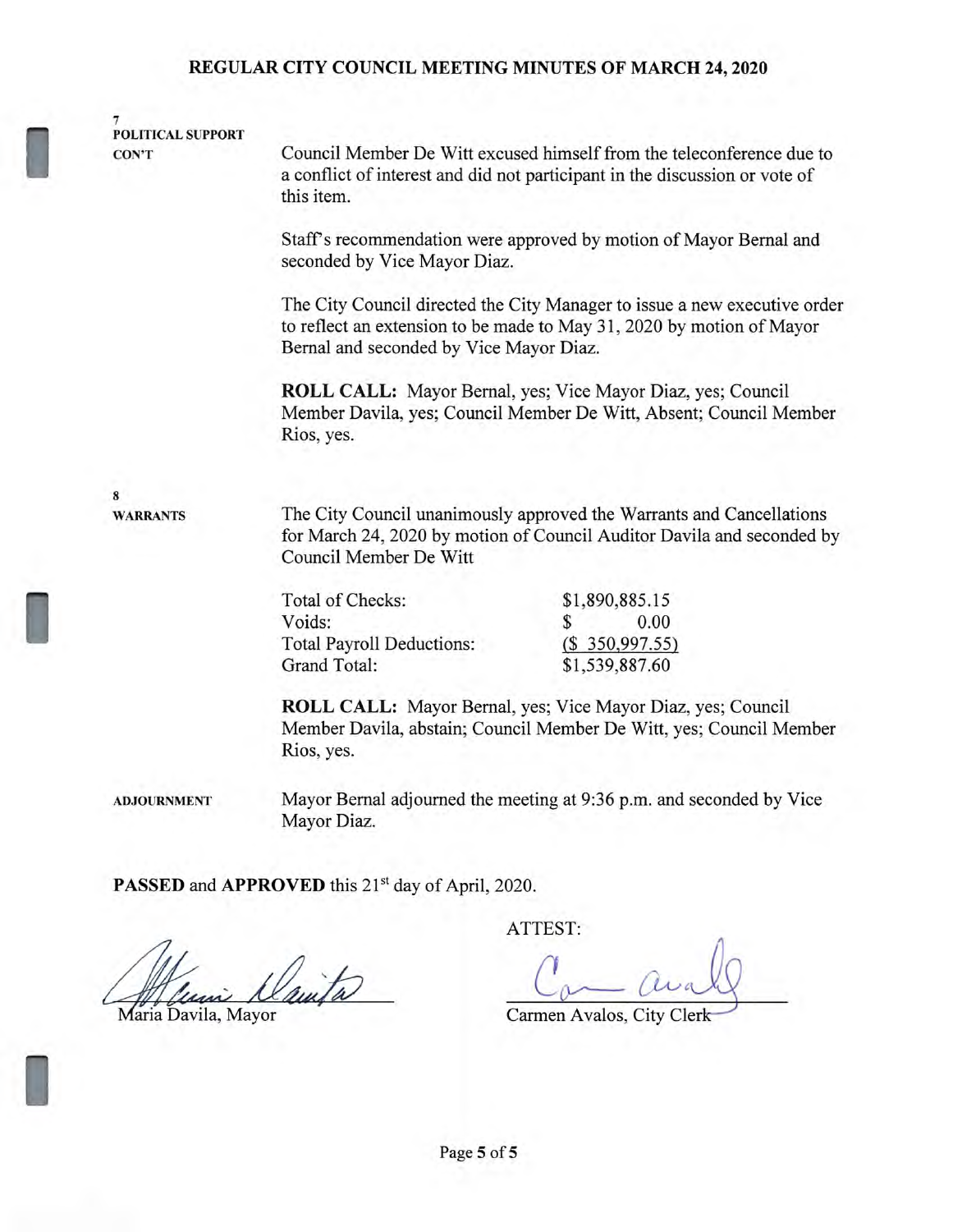**7**
**POLITICAL SUPPORT CON'T**

Council Member De Witt excused himself from the teleconference due to a conflict of interest and did not participant in the discussion or vote of this item.

Staff's recommendation were approved by motion of Mayor Bernal and seconded by Vice Mayor Diaz.

The City Council directed the City Manager to issue a new executive order to reflect an extension to be made to May 31, 2020 by motion of Mayor Bernal and seconded by Vice Mayor Diaz.

**ROLL CALL:** Mayor Bernal, yes; Vice Mayor Diaz, yes; Council Member Davila, yes; Council Member De Witt, Absent; Council Member Rios, yes.

**8**
**WARRANTS**

The City Council unanimously approved the Warrants and Cancellations for March 24, 2020 by motion of Council Auditor Davila and seconded by Council Member De Witt

| | |
|---|---|
| Total of Checks: | $1,890,885.15 |
| Voids: | $ 0.00 |
| Total Payroll Deductions: | ($ 350,997.55) |
| Grand Total: | $1,539,887.60 |

**ROLL CALL:** Mayor Bernal, yes; Vice Mayor Diaz, yes; Council Member Davila, abstain; Council Member De Witt, yes; Council Member Rios, yes.

**ADJOURNMENT**

Mayor Bernal adjourned the meeting at 9:36 p.m. and seconded by Vice Mayor Diaz.

**PASSED** and **APPROVED** this 21st day of April, 2020.

Maria Davila, Mayor

ATTEST:

Carmen Avalos, City Clerk